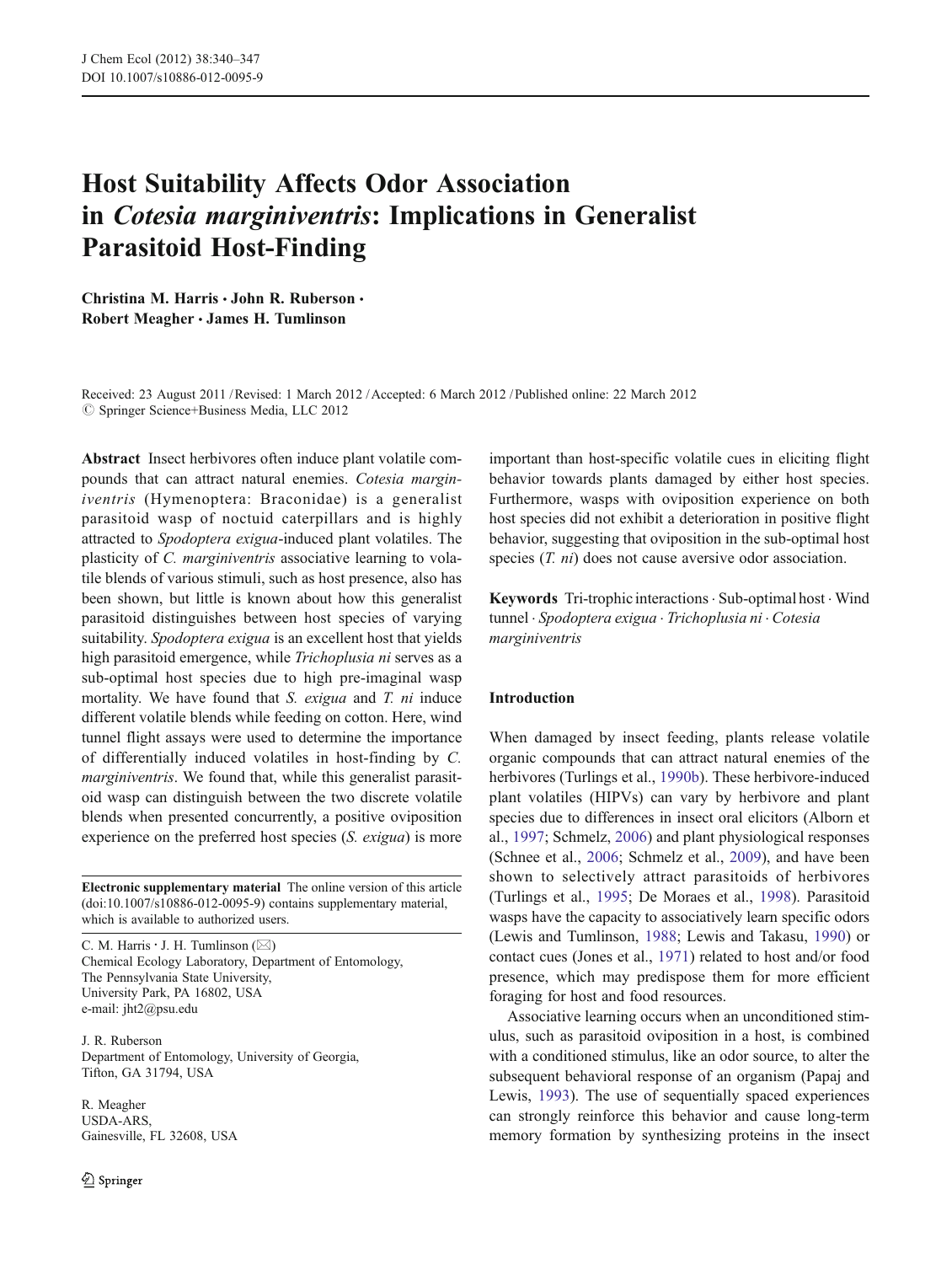# Host Suitability Affects Odor Association in *Cotesia marginiventris*: Implications in Generalist Parasitoid Host-Finding

**Christina M. Harris · John R. Ruberson · Robert Meagher · James H. Tumlinson**

Received: 23 August 2011 / Revised: 1 March 2012 / Accepted: 6 March 2012 / Published online: 22 March 2012
© Springer Science+Business Media, LLC 2012

**Abstract** Insect herbivores often induce plant volatile compounds that can attract natural enemies. *Cotesia marginiventris* (Hymenoptera: Braconidae) is a generalist parasitoid wasp of noctuid caterpillars and is highly attracted to *Spodoptera exigua*-induced plant volatiles. The plasticity of *C. marginiventris* associative learning to volatile blends of various stimuli, such as host presence, also has been shown, but little is known about how this generalist parasitoid distinguishes between host species of varying suitability. *Spodoptera exigua* is an excellent host that yields high parasitoid emergence, while *Trichoplusia ni* serves as a sub-optimal host species due to high pre-imaginal wasp mortality. We have found that *S. exigua* and *T. ni* induce different volatile blends while feeding on cotton. Here, wind tunnel flight assays were used to determine the importance of differentially induced volatiles in host-finding by *C. marginiventris*. We found that, while this generalist parasitoid wasp can distinguish between the two discrete volatile blends when presented concurrently, a positive oviposition experience on the preferred host species (*S. exigua*) is more important than host-specific volatile cues in eliciting flight behavior towards plants damaged by either host species. Furthermore, wasps with oviposition experience on both host species did not exhibit a deterioration in positive flight behavior, suggesting that oviposition in the sub-optimal host species (*T. ni*) does not cause aversive odor association.

**Keywords** Tri-trophic interactions · Sub-optimal host · Wind tunnel · *Spodoptera exigua* · *Trichoplusia ni* · *Cotesia marginiventris*

**Electronic supplementary material** The online version of this article (doi:10.1007/s10886-012-0095-9) contains supplementary material, which is available to authorized users.

C. M. Harris · J. H. Tumlinson (✉)
Chemical Ecology Laboratory, Department of Entomology, The Pennsylvania State University, University Park, PA 16802, USA
e-mail: jht2@psu.edu

J. R. Ruberson
Department of Entomology, University of Georgia, Tifton, GA 31794, USA

R. Meagher
USDA-ARS, Gainesville, FL 32608, USA

## Introduction

When damaged by insect feeding, plants release volatile organic compounds that can attract natural enemies of the herbivores (Turlings et al., 1990b). These herbivore-induced plant volatiles (HIPVs) can vary by herbivore and plant species due to differences in insect oral elicitors (Alborn et al., 1997; Schmelz, 2006) and plant physiological responses (Schnee et al., 2006; Schmelz et al., 2009), and have been shown to selectively attract parasitoids of herbivores (Turlings et al., 1995; De Moraes et al., 1998). Parasitoid wasps have the capacity to associatively learn specific odors (Lewis and Tumlinson, 1988; Lewis and Takasu, 1990) or contact cues (Jones et al., 1971) related to host and/or food presence, which may predispose them for more efficient foraging for host and food resources.

Associative learning occurs when an unconditioned stimulus, such as parasitoid oviposition in a host, is combined with a conditioned stimulus, like an odor source, to alter the subsequent behavioral response of an organism (Papaj and Lewis, 1993). The use of sequentially spaced experiences can strongly reinforce this behavior and cause long-term memory formation by synthesizing proteins in the insect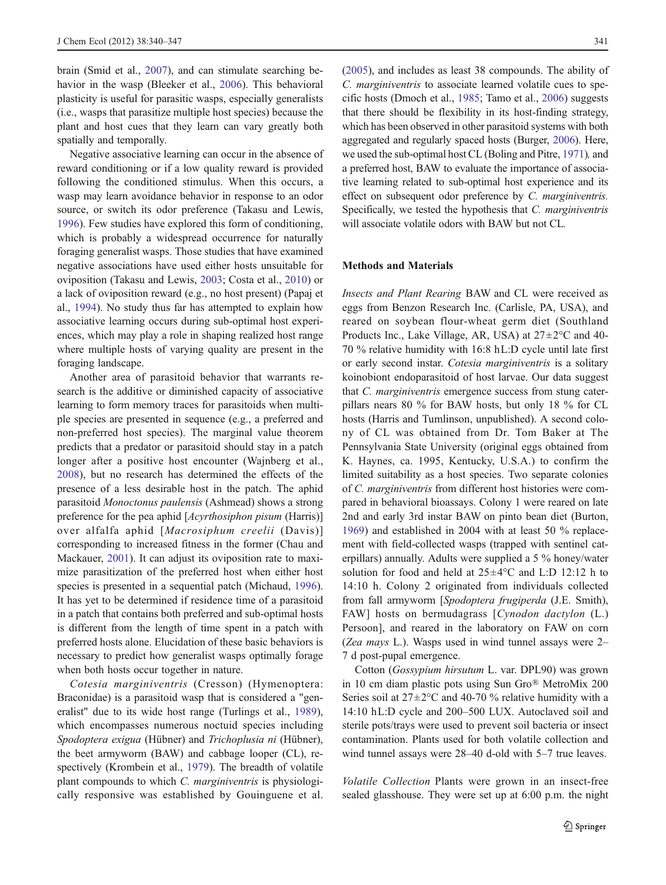brain (Smid et al., 2007), and can stimulate searching behavior in the wasp (Bleeker et al., 2006). This behavioral plasticity is useful for parasitic wasps, especially generalists (i.e., wasps that parasitize multiple host species) because the plant and host cues that they learn can vary greatly both spatially and temporally.

Negative associative learning can occur in the absence of reward conditioning or if a low quality reward is provided following the conditioned stimulus. When this occurs, a wasp may learn avoidance behavior in response to an odor source, or switch its odor preference (Takasu and Lewis, 1996). Few studies have explored this form of conditioning, which is probably a widespread occurrence for naturally foraging generalist wasps. Those studies that have examined negative associations have used either hosts unsuitable for oviposition (Takasu and Lewis, 2003; Costa et al., 2010) or a lack of oviposition reward (e.g., no host present) (Papaj et al., 1994). No study thus far has attempted to explain how associative learning occurs during sub-optimal host experiences, which may play a role in shaping realized host range where multiple hosts of varying quality are present in the foraging landscape.

Another area of parasitoid behavior that warrants research is the additive or diminished capacity of associative learning to form memory traces for parasitoids when multiple species are presented in sequence (e.g., a preferred and non-preferred host species). The marginal value theorem predicts that a predator or parasitoid should stay in a patch longer after a positive host encounter (Wajnberg et al., 2008), but no research has determined the effects of the presence of a less desirable host in the patch. The aphid parasitoid *Monoctonus paulensis* (Ashmead) shows a strong preference for the pea aphid [*Acyrthosiphon pisum* (Harris)] over alfalfa aphid [*Macrosiphum creelii* (Davis)] corresponding to increased fitness in the former (Chau and Mackauer, 2001). It can adjust its oviposition rate to maximize parasitization of the preferred host when either host species is presented in a sequential patch (Michaud, 1996). It has yet to be determined if residence time of a parasitoid in a patch that contains both preferred and sub-optimal hosts is different from the length of time spent in a patch with preferred hosts alone. Elucidation of these basic behaviors is necessary to predict how generalist wasps optimally forage when both hosts occur together in nature.

*Cotesia marginiventris* (Cresson) (Hymenoptera: Braconidae) is a parasitoid wasp that is considered a "generalist" due to its wide host range (Turlings et al., 1989), which encompasses numerous noctuid species including *Spodoptera exigua* (Hübner) and *Trichoplusia ni* (Hübner), the beet armyworm (BAW) and cabbage looper (CL), respectively (Krombein et al., 1979). The breadth of volatile plant compounds to which *C. marginiventris* is physiologically responsive was established by Gouinguene et al. (2005), and includes as least 38 compounds. The ability of *C. marginiventris* to associate learned volatile cues to specific hosts (Dmoch et al., 1985; Tamo et al., 2006) suggests that there should be flexibility in its host-finding strategy, which has been observed in other parasitoid systems with both aggregated and regularly spaced hosts (Burger, 2006). Here, we used the sub-optimal host CL (Boling and Pitre, 1971), and a preferred host, BAW to evaluate the importance of associative learning related to sub-optimal host experience and its effect on subsequent odor preference by *C. marginiventris*. Specifically, we tested the hypothesis that *C. marginiventris* will associate volatile odors with BAW but not CL.

## Methods and Materials

*Insects and Plant Rearing* BAW and CL were received as eggs from Benzon Research Inc. (Carlisle, PA, USA), and reared on soybean flour-wheat germ diet (Southland Products Inc., Lake Village, AR, USA) at 27±2°C and 40-70 % relative humidity with 16:8 hL:D cycle until late first or early second instar. *Cotesia marginiventris* is a solitary koinobiont endoparasitoid of host larvae. Our data suggest that *C. marginiventris* emergence success from stung caterpillars nears 80 % for BAW hosts, but only 18 % for CL hosts (Harris and Tumlinson, unpublished). A second colony of CL was obtained from Dr. Tom Baker at The Pennsylvania State University (original eggs obtained from K. Haynes, ca. 1995, Kentucky, U.S.A.) to confirm the limited suitability as a host species. Two separate colonies of *C. marginiventris* from different host histories were compared in behavioral bioassays. Colony 1 were reared on late 2nd and early 3rd instar BAW on pinto bean diet (Burton, 1969) and established in 2004 with at least 50 % replacement with field-collected wasps (trapped with sentinel caterpillars) annually. Adults were supplied a 5 % honey/water solution for food and held at 25±4°C and L:D 12:12 h to 14:10 h. Colony 2 originated from individuals collected from fall armyworm [*Spodoptera frugiperda* (J.E. Smith), FAW] hosts on bermudagrass [*Cynodon dactylon* (L.) Persoon], and reared in the laboratory on FAW on corn (*Zea mays* L.). Wasps used in wind tunnel assays were 2–7 d post-pupal emergence.

Cotton (*Gossypium hirsutum* L. var. DPL90) was grown in 10 cm diam plastic pots using Sun Gro® MetroMix 200 Series soil at 27±2°C and 40-70 % relative humidity with a 14:10 hL:D cycle and 200–500 LUX. Autoclaved soil and sterile pots/trays were used to prevent soil bacteria or insect contamination. Plants used for both volatile collection and wind tunnel assays were 28–40 d-old with 5–7 true leaves.

*Volatile Collection* Plants were grown in an insect-free sealed glasshouse. They were set up at 6:00 p.m. the night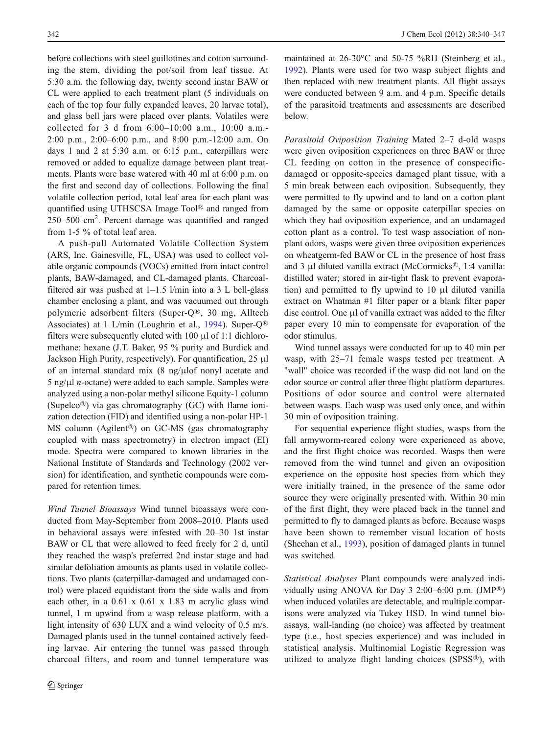before collections with steel guillotines and cotton surrounding the stem, dividing the pot/soil from leaf tissue. At 5:30 a.m. the following day, twenty second instar BAW or CL were applied to each treatment plant (5 individuals on each of the top four fully expanded leaves, 20 larvae total), and glass bell jars were placed over plants. Volatiles were collected for 3 d from 6:00–10:00 a.m., 10:00 a.m.-2:00 p.m., 2:00–6:00 p.m., and 8:00 p.m.-12:00 a.m. On days 1 and 2 at 5:30 a.m. or 6:15 p.m., caterpillars were removed or added to equalize damage between plant treatments. Plants were base watered with 40 ml at 6:00 p.m. on the first and second day of collections. Following the final volatile collection period, total leaf area for each plant was quantified using UTHSCSA Image Tool® and ranged from 250–500 cm$^2$. Percent damage was quantified and ranged from 1-5 % of total leaf area.

A push-pull Automated Volatile Collection System (ARS, Inc. Gainesville, FL, USA) was used to collect volatile organic compounds (VOCs) emitted from intact control plants, BAW-damaged, and CL-damaged plants. Charcoal-filtered air was pushed at 1–1.5 l/min into a 3 L bell-glass chamber enclosing a plant, and was vacuumed out through polymeric adsorbent filters (Super-Q®, 30 mg, Alltech Associates) at 1 L/min (Loughrin et al., 1994). Super-Q® filters were subsequently eluted with 100 μl of 1:1 dichloromethane: hexane (J.T. Baker, 95 % purity and Burdick and Jackson High Purity, respectively). For quantification, 25 μl of an internal standard mix (8 ng/μlof nonyl acetate and 5 ng/μl *n*-octane) were added to each sample. Samples were analyzed using a non-polar methyl silicone Equity-1 column (Supelco®) via gas chromatography (GC) with flame ionization detection (FID) and identified using a non-polar HP-1 MS column (Agilent®) on GC-MS (gas chromatography coupled with mass spectrometry) in electron impact (EI) mode. Spectra were compared to known libraries in the National Institute of Standards and Technology (2002 version) for identification, and synthetic compounds were compared for retention times.

*Wind Tunnel Bioassays* Wind tunnel bioassays were conducted from May-September from 2008–2010. Plants used in behavioral assays were infested with 20–30 1st instar BAW or CL that were allowed to feed freely for 2 d, until they reached the wasp's preferred 2nd instar stage and had similar defoliation amounts as plants used in volatile collections. Two plants (caterpillar-damaged and undamaged control) were placed equidistant from the side walls and from each other, in a 0.61 x 0.61 x 1.83 m acrylic glass wind tunnel, 1 m upwind from a wasp release platform, with a light intensity of 630 LUX and a wind velocity of 0.5 m/s. Damaged plants used in the tunnel contained actively feeding larvae. Air entering the tunnel was passed through charcoal filters, and room and tunnel temperature was maintained at 26-30°C and 50-75 %RH (Steinberg et al., 1992). Plants were used for two wasp subject flights and then replaced with new treatment plants. All flight assays were conducted between 9 a.m. and 4 p.m. Specific details of the parasitoid treatments and assessments are described below.

*Parasitoid Oviposition Training* Mated 2–7 d-old wasps were given oviposition experiences on three BAW or three CL feeding on cotton in the presence of conspecific-damaged or opposite-species damaged plant tissue, with a 5 min break between each oviposition. Subsequently, they were permitted to fly upwind and to land on a cotton plant damaged by the same or opposite caterpillar species on which they had oviposition experience, and an undamaged cotton plant as a control. To test wasp association of non-plant odors, wasps were given three oviposition experiences on wheatgerm-fed BAW or CL in the presence of host frass and 3 μl diluted vanilla extract (McCormicks®, 1:4 vanilla: distilled water; stored in air-tight flask to prevent evaporation) and permitted to fly upwind to 10 μl diluted vanilla extract on Whatman #1 filter paper or a blank filter paper disc control. One μl of vanilla extract was added to the filter paper every 10 min to compensate for evaporation of the odor stimulus.

Wind tunnel assays were conducted for up to 40 min per wasp, with 25–71 female wasps tested per treatment. A "wall" choice was recorded if the wasp did not land on the odor source or control after three flight platform departures. Positions of odor source and control were alternated between wasps. Each wasp was used only once, and within 30 min of oviposition training.

For sequential experience flight studies, wasps from the fall armyworm-reared colony were experienced as above, and the first flight choice was recorded. Wasps then were removed from the wind tunnel and given an oviposition experience on the opposite host species from which they were initially trained, in the presence of the same odor source they were originally presented with. Within 30 min of the first flight, they were placed back in the tunnel and permitted to fly to damaged plants as before. Because wasps have been shown to remember visual location of hosts (Sheehan et al., 1993), position of damaged plants in tunnel was switched.

*Statistical Analyses* Plant compounds were analyzed individually using ANOVA for Day 3 2:00–6:00 p.m. (JMP®) when induced volatiles are detectable, and multiple comparisons were analyzed via Tukey HSD. In wind tunnel bioassays, wall-landing (no choice) was affected by treatment type (i.e., host species experience) and was included in statistical analysis. Multinomial Logistic Regression was utilized to analyze flight landing choices (SPSS®), with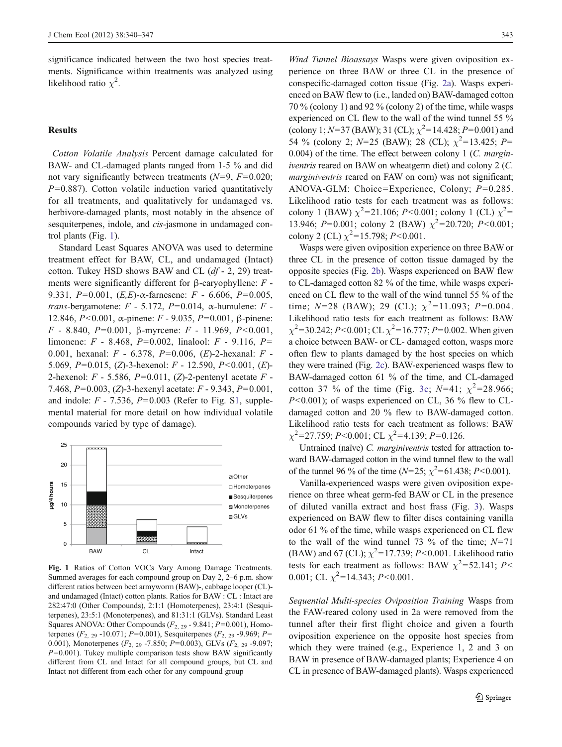significance indicated between the two host species treatments. Significance within treatments was analyzed using likelihood ratio $\chi^2$.

## Results

*Cotton Volatile Analysis* Percent damage calculated for BAW- and CL-damaged plants ranged from 1-5 % and did not vary significantly between treatments ($N$=9, $F$=0.020; $P$=0.887). Cotton volatile induction varied quantitatively for all treatments, and qualitatively for undamaged vs. herbivore-damaged plants, most notably in the absence of sesquiterpenes, indole, and *cis*-jasmone in undamaged control plants (Fig. 1).

Standard Least Squares ANOVA was used to determine treatment effect for BAW, CL, and undamaged (Intact) cotton. Tukey HSD shows BAW and CL ($df$ - 2, 29) treatments were significantly different for β-caryophyllene: $F$ - 9.331, $P$=0.001, (*E,E*)-α-farnesene: $F$ - 6.606, $P$=0.005, *trans*-bergamotene: $F$ - 5.172, $P$=0.014, α-humulene: $F$ - 12.846, $P$<0.001, α-pinene: $F$ - 9.035, $P$=0.001, β-pinene: $F$ - 8.840, $P$=0.001, β-myrcene: $F$ - 11.969, $P$<0.001, limonene: $F$ - 8.468, $P$=0.002, linalool: $F$ - 9.116, $P$=0.001, hexanal: $F$ - 6.378, $P$=0.006, (*E*)-2-hexanal: $F$ - 5.069, $P$=0.015, (*Z*)-3-hexenol: $F$ - 12.590, $P$<0.001, (*E*)-2-hexenol: $F$ - 5.586, $P$=0.011, (*Z*)-2-pentenyl acetate $F$ - 7.468, $P$=0.003, (*Z*)-3-hexenyl acetate: $F$ - 9.343, $P$=0.001, and indole: $F$ - 7.536, $P$=0.003 (Refer to Fig. S1, supplemental material for more detail on how individual volatile compounds varied by type of damage).

**Fig. 1** Ratios of Cotton VOCs Vary Among Damage Treatments. Summed averages for each compound group on Day 2, 2–6 p.m. show different ratios between beet armyworm (BAW)-, cabbage looper (CL)- and undamaged (Intact) cotton plants. Ratios for BAW : CL : Intact are 282:47:0 (Other Compounds), 2:1:1 (Homoterpenes), 23:4:1 (Sesquiterpenes), 23:5:1 (Monoterpenes), and 81:31:1 (GLVs). Standard Least Squares ANOVA: Other Compounds ($F_{2,\ 29}$ - 9.841; $P$=0.001), Homoterpenes ($F_{2,\ 29}$ -10.071; $P$=0.001), Sesquiterpenes ($F_{2,\ 29}$ -9.969; $P$=0.001), Monoterpenes ($F_{2,\ 29}$ -7.850; $P$=0.003), GLVs ($F_{2,\ 29}$ -9.097; $P$=0.001). Tukey multiple comparison tests show BAW significantly different from CL and Intact for all compound groups, but CL and Intact not different from each other for any compound group

*Wind Tunnel Bioassays* Wasps were given oviposition experience on three BAW or three CL in the presence of conspecific-damaged cotton tissue (Fig. 2a). Wasps experienced on BAW flew to (i.e., landed on) BAW-damaged cotton 70 % (colony 1) and 92 % (colony 2) of the time, while wasps experienced on CL flew to the wall of the wind tunnel 55 % (colony 1; $N$=37 (BAW); 31 (CL); $\chi^2$=14.428; $P$=0.001) and 54 % (colony 2; $N$=25 (BAW); 28 (CL); $\chi^2$=13.425; $P$=0.004) of the time. The effect between colony 1 (*C. marginiventris* reared on BAW on wheatgerm diet) and colony 2 (*C. marginiventris* reared on FAW on corn) was not significant; ANOVA-GLM: Choice=Experience, Colony; $P$=0.285. Likelihood ratio tests for each treatment was as follows: colony 1 (BAW) $\chi^2$=21.106; $P$<0.001; colony 1 (CL) $\chi^2$=13.946; $P$=0.001; colony 2 (BAW) $\chi^2$=20.720; $P$<0.001; colony 2 (CL) $\chi^2$=15.798; $P$<0.001.

Wasps were given oviposition experience on three BAW or three CL in the presence of cotton tissue damaged by the opposite species (Fig. 2b). Wasps experienced on BAW flew to CL-damaged cotton 82 % of the time, while wasps experienced on CL flew to the wall of the wind tunnel 55 % of the time; $N$=28 (BAW); 29 (CL); $\chi^2$=11.093; $P$=0.004. Likelihood ratio tests for each treatment as follows: BAW $\chi^2$=30.242; $P$<0.001; CL $\chi^2$=16.777; $P$=0.002. When given a choice between BAW- or CL- damaged cotton, wasps more often flew to plants damaged by the host species on which they were trained (Fig. 2c). BAW-experienced wasps flew to BAW-damaged cotton 61 % of the time, and CL-damaged cotton 37 % of the time (Fig. 3c; $N$=41; $\chi^2$=28.966; $P$<0.001); of wasps experienced on CL, 36 % flew to CL-damaged cotton and 20 % flew to BAW-damaged cotton. Likelihood ratio tests for each treatment as follows: BAW $\chi^2$=27.759; $P$<0.001; CL $\chi^2$=4.139; $P$=0.126.

Untrained (naïve) *C. marginiventris* tested for attraction toward BAW-damaged cotton in the wind tunnel flew to the wall of the tunnel 96 % of the time ($N$=25; $\chi^2$=61.438; $P$<0.001).

Vanilla-experienced wasps were given oviposition experience on three wheat germ-fed BAW or CL in the presence of diluted vanilla extract and host frass (Fig. 3). Wasps experienced on BAW flew to filter discs containing vanilla odor 61 % of the time, while wasps experienced on CL flew to the wall of the wind tunnel 73 % of the time; $N$=71 (BAW) and 67 (CL); $\chi^2$=17.739; $P$<0.001. Likelihood ratio tests for each treatment as follows: BAW $\chi^2$=52.141; $P$<0.001; CL $\chi^2$=14.343; $P$<0.001.

*Sequential Multi-species Oviposition Training* Wasps from the FAW-reared colony used in 2a were removed from the tunnel after their first flight choice and given a fourth oviposition experience on the opposite host species from which they were trained (e.g., Experience 1, 2 and 3 on BAW in presence of BAW-damaged plants; Experience 4 on CL in presence of BAW-damaged plants). Wasps experienced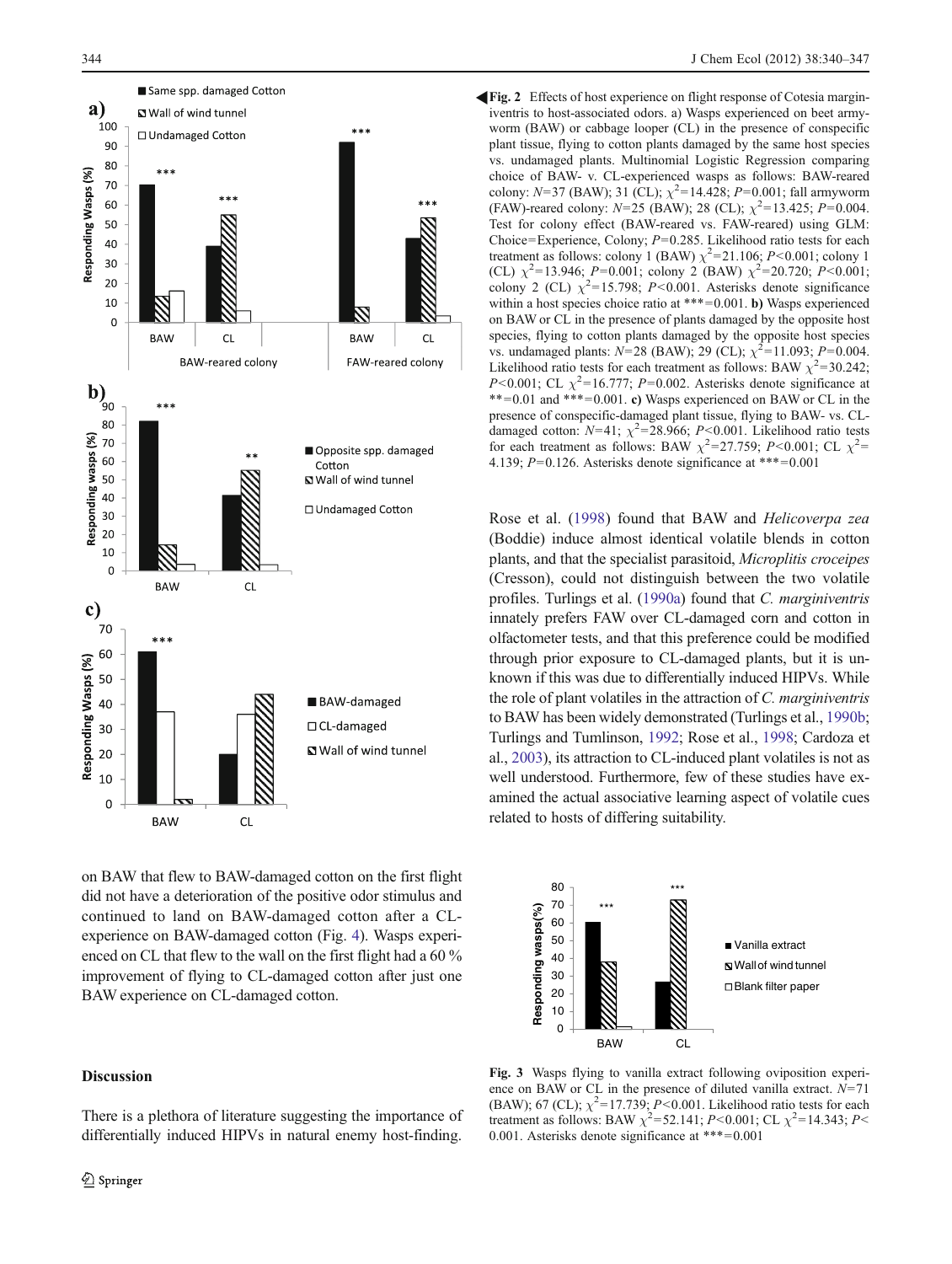**Fig. 2** Effects of host experience on flight response of Cotesia marginiventris to host-associated odors. a) Wasps experienced on beet armyworm (BAW) or cabbage looper (CL) in the presence of conspecific plant tissue, flying to cotton plants damaged by the same host species vs. undamaged plants. Multinomial Logistic Regression comparing choice of BAW- v. CL-experienced wasps as follows: BAW-reared colony: $N$=37 (BAW); 31 (CL); $\chi^2$=14.428; $P$=0.001; fall armyworm (FAW)-reared colony: $N$=25 (BAW); 28 (CL); $\chi^2$=13.425; $P$=0.004. Test for colony effect (BAW-reared vs. FAW-reared) using GLM: Choice=Experience, Colony; $P$=0.285. Likelihood ratio tests for each treatment as follows: colony 1 (BAW) $\chi^2$=21.106; $P$<0.001; colony 1 (CL) $\chi^2$=13.946; $P$=0.001; colony 2 (BAW) $\chi^2$=20.720; $P$<0.001; colony 2 (CL) $\chi^2$=15.798; $P$<0.001. Asterisks denote significance within a host species choice ratio at \*\*\*=0.001. **b)** Wasps experienced on BAW or CL in the presence of plants damaged by the opposite host species, flying to cotton plants damaged by the opposite host species vs. undamaged plants: $N$=28 (BAW); 29 (CL); $\chi^2$=11.093; $P$=0.004. Likelihood ratio tests for each treatment as follows: BAW $\chi^2$=30.242; $P$<0.001; CL $\chi^2$=16.777; $P$=0.002. Asterisks denote significance at \*\*=0.01 and \*\*\*=0.001. **c)** Wasps experienced on BAW or CL in the presence of conspecific-damaged plant tissue, flying to BAW- vs. CL-damaged cotton: $N$=41; $\chi^2$=28.966; $P$<0.001. Likelihood ratio tests for each treatment as follows: BAW $\chi^2$=27.759; $P$<0.001; CL $\chi^2$=4.139; $P$=0.126. Asterisks denote significance at \*\*\*=0.001

on BAW that flew to BAW-damaged cotton on the first flight did not have a deterioration of the positive odor stimulus and continued to land on BAW-damaged cotton after a CL-experience on BAW-damaged cotton (Fig. 4). Wasps experienced on CL that flew to the wall on the first flight had a 60 % improvement of flying to CL-damaged cotton after just one BAW experience on CL-damaged cotton.

## Discussion

There is a plethora of literature suggesting the importance of differentially induced HIPVs in natural enemy host-finding. Rose et al. (1998) found that BAW and *Helicoverpa zea* (Boddie) induce almost identical volatile blends in cotton plants, and that the specialist parasitoid, *Microplitis croceipes* (Cresson), could not distinguish between the two volatile profiles. Turlings et al. (1990a) found that *C. marginiventris* innately prefers FAW over CL-damaged corn and cotton in olfactometer tests, and that this preference could be modified through prior exposure to CL-damaged plants, but it is unknown if this was due to differentially induced HIPVs. While the role of plant volatiles in the attraction of *C. marginiventris* to BAW has been widely demonstrated (Turlings et al., 1990b; Turlings and Tumlinson, 1992; Rose et al., 1998; Cardoza et al., 2003), its attraction to CL-induced plant volatiles is not as well understood. Furthermore, few of these studies have examined the actual associative learning aspect of volatile cues related to hosts of differing suitability.

**Fig. 3** Wasps flying to vanilla extract following oviposition experience on BAW or CL in the presence of diluted vanilla extract. $N$=71 (BAW); 67 (CL); $\chi^2$=17.739; $P$<0.001. Likelihood ratio tests for each treatment as follows: BAW $\chi^2$=52.141; $P$<0.001; CL $\chi^2$=14.343; $P$<0.001. Asterisks denote significance at \*\*\*=0.001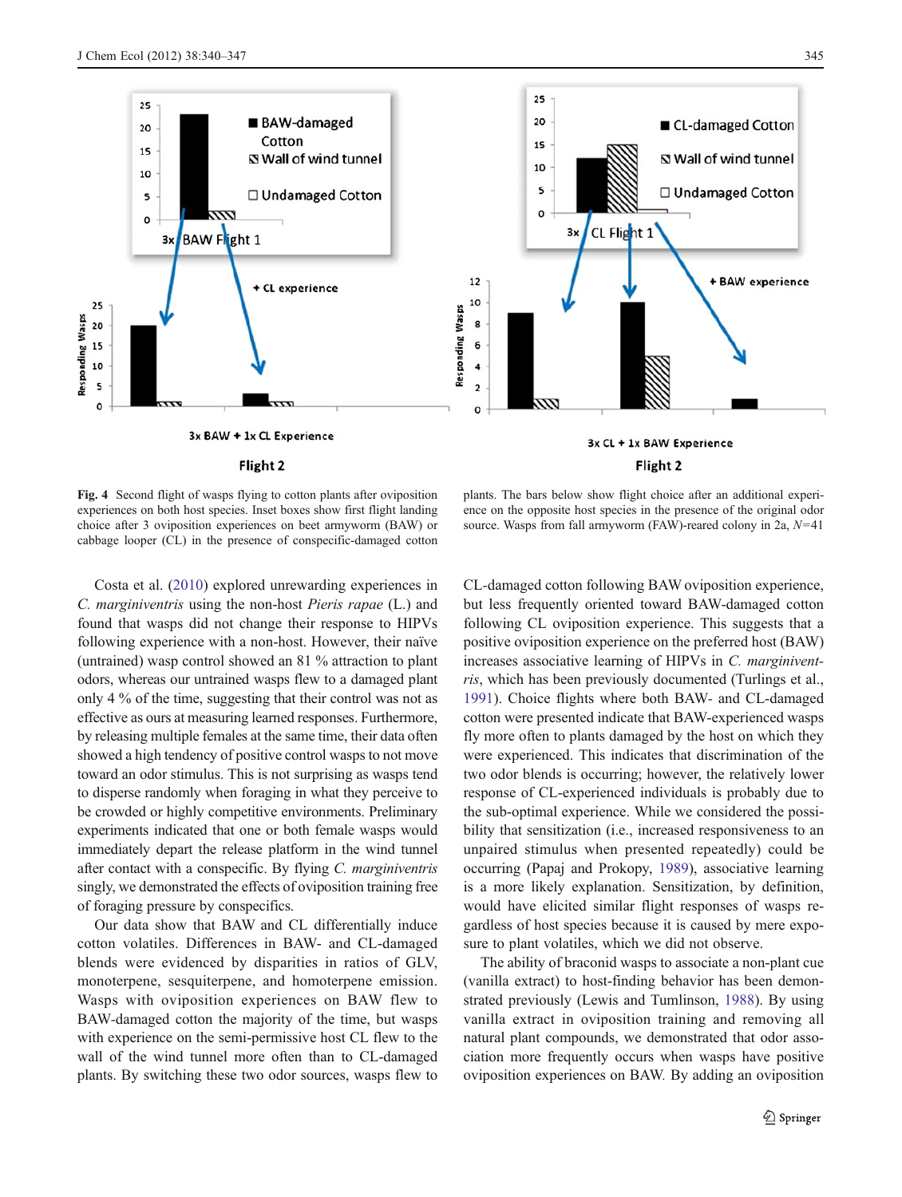25
20
15
10
5
0

■ BAW-damaged Cotton
▨ Wall of wind tunnel
□ Undamaged Cotton

3x BAW Flight 1

+ CL experience

Responding Wasps
25
20
15
10
5
0

3x BAW + 1x CL Experience

Flight 2

25
20
15
10
5
0

■ CL-damaged Cotton
▨ Wall of wind tunnel
□ Undamaged Cotton

3x CL Flight 1

+ BAW experience

Responding Wasps
12
10
8
6
4
2
0

3x CL + 1x BAW Experience

Flight 2

**Fig. 4** Second flight of wasps flying to cotton plants after oviposition experiences on both host species. Inset boxes show first flight landing choice after 3 oviposition experiences on beet armyworm (BAW) or cabbage looper (CL) in the presence of conspecific-damaged cotton plants. The bars below show flight choice after an additional experience on the opposite host species in the presence of the original odor source. Wasps from fall armyworm (FAW)-reared colony in 2a, $N=41$

Costa et al. (2010) explored unrewarding experiences in *C. marginiventris* using the non-host *Pieris rapae* (L.) and found that wasps did not change their response to HIPVs following experience with a non-host. However, their naïve (untrained) wasp control showed an 81 % attraction to plant odors, whereas our untrained wasps flew to a damaged plant only 4 % of the time, suggesting that their control was not as effective as ours at measuring learned responses. Furthermore, by releasing multiple females at the same time, their data often showed a high tendency of positive control wasps to not move toward an odor stimulus. This is not surprising as wasps tend to disperse randomly when foraging in what they perceive to be crowded or highly competitive environments. Preliminary experiments indicated that one or both female wasps would immediately depart the release platform in the wind tunnel after contact with a conspecific. By flying *C. marginiventris* singly, we demonstrated the effects of oviposition training free of foraging pressure by conspecifics.

Our data show that BAW and CL differentially induce cotton volatiles. Differences in BAW- and CL-damaged blends were evidenced by disparities in ratios of GLV, monoterpene, sesquiterpene, and homoterpene emission. Wasps with oviposition experiences on BAW flew to BAW-damaged cotton the majority of the time, but wasps with experience on the semi-permissive host CL flew to the wall of the wind tunnel more often than to CL-damaged plants. By switching these two odor sources, wasps flew to CL-damaged cotton following BAW oviposition experience, but less frequently oriented toward BAW-damaged cotton following CL oviposition experience. This suggests that a positive oviposition experience on the preferred host (BAW) increases associative learning of HIPVs in *C. marginiventris*, which has been previously documented (Turlings et al., 1991). Choice flights where both BAW- and CL-damaged cotton were presented indicate that BAW-experienced wasps fly more often to plants damaged by the host on which they were experienced. This indicates that discrimination of the two odor blends is occurring; however, the relatively lower response of CL-experienced individuals is probably due to the sub-optimal experience. While we considered the possibility that sensitization (i.e., increased responsiveness to an unpaired stimulus when presented repeatedly) could be occurring (Papaj and Prokopy, 1989), associative learning is a more likely explanation. Sensitization, by definition, would have elicited similar flight responses of wasps regardless of host species because it is caused by mere exposure to plant volatiles, which we did not observe.

The ability of braconid wasps to associate a non-plant cue (vanilla extract) to host-finding behavior has been demonstrated previously (Lewis and Tumlinson, 1988). By using vanilla extract in oviposition training and removing all natural plant compounds, we demonstrated that odor association more frequently occurs when wasps have positive oviposition experiences on BAW. By adding an oviposition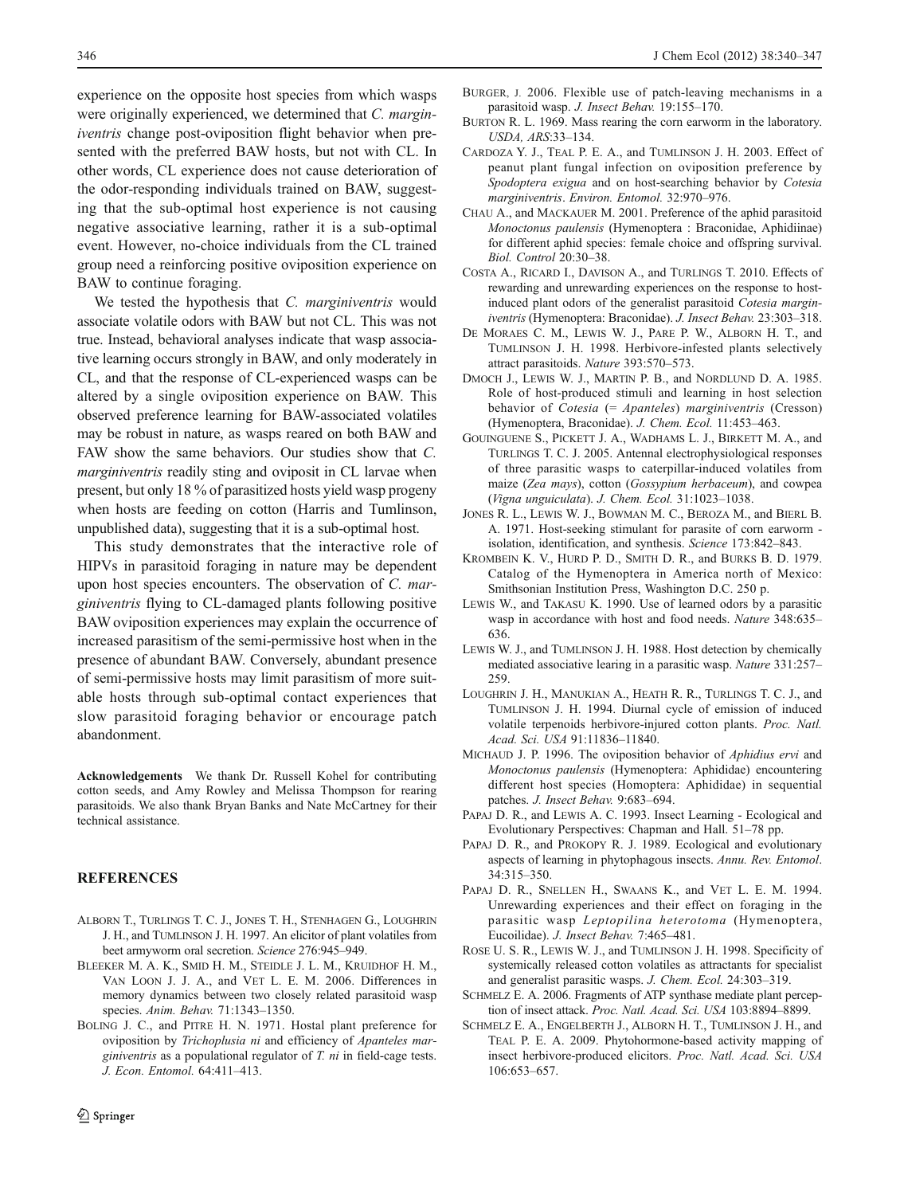experience on the opposite host species from which wasps were originally experienced, we determined that *C. marginiventris* change post-oviposition flight behavior when presented with the preferred BAW hosts, but not with CL. In other words, CL experience does not cause deterioration of the odor-responding individuals trained on BAW, suggesting that the sub-optimal host experience is not causing negative associative learning, rather it is a sub-optimal event. However, no-choice individuals from the CL trained group need a reinforcing positive oviposition experience on BAW to continue foraging.

We tested the hypothesis that *C. marginiventris* would associate volatile odors with BAW but not CL. This was not true. Instead, behavioral analyses indicate that wasp associative learning occurs strongly in BAW, and only moderately in CL, and that the response of CL-experienced wasps can be altered by a single oviposition experience on BAW. This observed preference learning for BAW-associated volatiles may be robust in nature, as wasps reared on both BAW and FAW show the same behaviors. Our studies show that *C. marginiventris* readily sting and oviposit in CL larvae when present, but only 18 % of parasitized hosts yield wasp progeny when hosts are feeding on cotton (Harris and Tumlinson, unpublished data), suggesting that it is a sub-optimal host.

This study demonstrates that the interactive role of HIPVs in parasitoid foraging in nature may be dependent upon host species encounters. The observation of *C. marginiventris* flying to CL-damaged plants following positive BAW oviposition experiences may explain the occurrence of increased parasitism of the semi-permissive host when in the presence of abundant BAW. Conversely, abundant presence of semi-permissive hosts may limit parasitism of more suitable hosts through sub-optimal contact experiences that slow parasitoid foraging behavior or encourage patch abandonment.

**Acknowledgements** We thank Dr. Russell Kohel for contributing cotton seeds, and Amy Rowley and Melissa Thompson for rearing parasitoids. We also thank Bryan Banks and Nate McCartney for their technical assistance.

## REFERENCES

Alborn T., Turlings T. C. J., Jones T. H., Stenhagen G., Loughrin J. H., and Tumlinson J. H. 1997. An elicitor of plant volatiles from beet armyworm oral secretion. *Science* 276:945–949.

Bleeker M. A. K., Smid H. M., Steidle J. L. M., Kruidhof H. M., Van Loon J. J. A., and Vet L. E. M. 2006. Differences in memory dynamics between two closely related parasitoid wasp species. *Anim. Behav.* 71:1343–1350.

Boling J. C., and Pitre H. N. 1971. Hostal plant preference for oviposition by *Trichoplusia ni* and efficiency of *Apanteles marginiventris* as a populational regulator of *T. ni* in field-cage tests. *J. Econ. Entomol.* 64:411–413.

Burger, J. 2006. Flexible use of patch-leaving mechanisms in a parasitoid wasp. *J. Insect Behav.* 19:155–170.

Burton R. L. 1969. Mass rearing the corn earworm in the laboratory. *USDA, ARS*:33–134.

Cardoza Y. J., Teal P. E. A., and Tumlinson J. H. 2003. Effect of peanut plant fungal infection on oviposition preference by *Spodoptera exigua* and on host-searching behavior by *Cotesia marginiventris*. *Environ. Entomol.* 32:970–976.

Chau A., and Mackauer M. 2001. Preference of the aphid parasitoid *Monoctonus paulensis* (Hymenoptera : Braconidae, Aphidiinae) for different aphid species: female choice and offspring survival. *Biol. Control* 20:30–38.

Costa A., Ricard I., Davison A., and Turlings T. 2010. Effects of rewarding and unrewarding experiences on the response to host-induced plant odors of the generalist parasitoid *Cotesia marginiventris* (Hymenoptera: Braconidae). *J. Insect Behav.* 23:303–318.

De Moraes C. M., Lewis W. J., Pare P. W., Alborn H. T., and Tumlinson J. H. 1998. Herbivore-infested plants selectively attract parasitoids. *Nature* 393:570–573.

Dmoch J., Lewis W. J., Martin P. B., and Nordlund D. A. 1985. Role of host-produced stimuli and learning in host selection behavior of *Cotesia* (= *Apanteles*) *marginiventris* (Cresson) (Hymenoptera, Braconidae). *J. Chem. Ecol.* 11:453–463.

Gouinguene S., Pickett J. A., Wadhams L. J., Birkett M. A., and Turlings T. C. J. 2005. Antennal electrophysiological responses of three parasitic wasps to caterpillar-induced volatiles from maize (*Zea mays*), cotton (*Gossypium herbaceum*), and cowpea (*Vigna unguiculata*). *J. Chem. Ecol.* 31:1023–1038.

Jones R. L., Lewis W. J., Bowman M. C., Beroza M., and Bierl B. A. 1971. Host-seeking stimulant for parasite of corn earworm - isolation, identification, and synthesis. *Science* 173:842–843.

Krombein K. V., Hurd P. D., Smith D. R., and Burks B. D. 1979. Catalog of the Hymenoptera in America north of Mexico: Smithsonian Institution Press, Washington D.C. 250 p.

Lewis W., and Takasu K. 1990. Use of learned odors by a parasitic wasp in accordance with host and food needs. *Nature* 348:635–636.

Lewis W. J., and Tumlinson J. H. 1988. Host detection by chemically mediated associative learing in a parasitic wasp. *Nature* 331:257–259.

Loughrin J. H., Manukian A., Heath R. R., Turlings T. C. J., and Tumlinson J. H. 1994. Diurnal cycle of emission of induced volatile terpenoids herbivore-injured cotton plants. *Proc. Natl. Acad. Sci. USA* 91:11836–11840.

Michaud J. P. 1996. The oviposition behavior of *Aphidius ervi* and *Monoctonus paulensis* (Hymenoptera: Aphididae) encountering different host species (Homoptera: Aphididae) in sequential patches. *J. Insect Behav.* 9:683–694.

Papaj D. R., and Lewis A. C. 1993. Insect Learning - Ecological and Evolutionary Perspectives: Chapman and Hall. 51–78 pp.

Papaj D. R., and Prokopy R. J. 1989. Ecological and evolutionary aspects of learning in phytophagous insects. *Annu. Rev. Entomol*. 34:315–350.

Papaj D. R., Snellen H., Swaans K., and Vet L. E. M. 1994. Unrewarding experiences and their effect on foraging in the parasitic wasp *Leptopilina heterotoma* (Hymenoptera, Eucoilidae). *J. Insect Behav.* 7:465–481.

Rose U. S. R., Lewis W. J., and Tumlinson J. H. 1998. Specificity of systemically released cotton volatiles as attractants for specialist and generalist parasitic wasps. *J. Chem. Ecol.* 24:303–319.

Schmelz E. A. 2006. Fragments of ATP synthase mediate plant perception of insect attack. *Proc. Natl. Acad. Sci. USA* 103:8894–8899.

Schmelz E. A., Engelberth J., Alborn H. T., Tumlinson J. H., and Teal P. E. A. 2009. Phytohormone-based activity mapping of insect herbivore-produced elicitors. *Proc. Natl. Acad. Sci. USA* 106:653–657.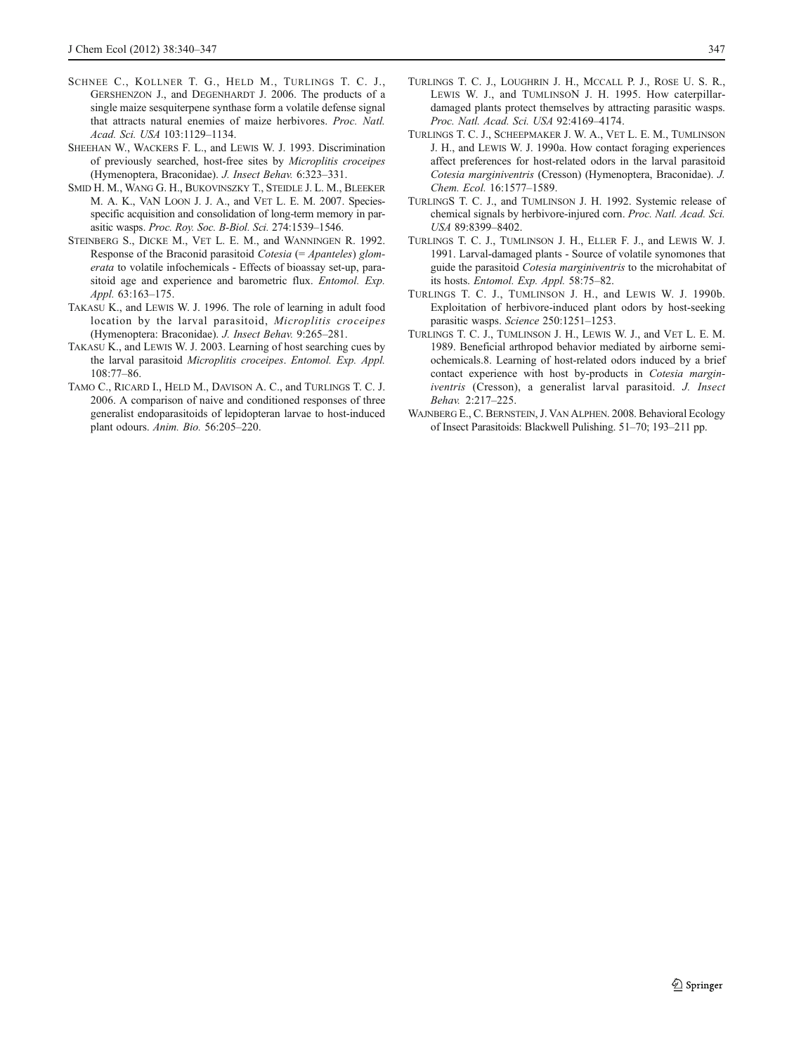Schnee C., Kollner T. G., Held M., Turlings T. C. J., Gershenzon J., and Degenhardt J. 2006. The products of a single maize sesquiterpene synthase form a volatile defense signal that attracts natural enemies of maize herbivores. *Proc. Natl. Acad. Sci. USA* 103:1129–1134.

Sheehan W., Wackers F. L., and Lewis W. J. 1993. Discrimination of previously searched, host-free sites by *Microplitis croceipes* (Hymenoptera, Braconidae). *J. Insect Behav.* 6:323–331.

Smid H. M., Wang G. H., Bukovinszky T., Steidle J. L. M., Bleeker M. A. K., van Loon J. J. A., and Vet L. E. M. 2007. Species-specific acquisition and consolidation of long-term memory in parasitic wasps. *Proc. Roy. Soc. B-Biol. Sci.* 274:1539–1546.

Steinberg S., Dicke M., Vet L. E. M., and Wanningen R. 1992. Response of the Braconid parasitoid *Cotesia* (= *Apanteles*) *glomerata* to volatile infochemicals - Effects of bioassay set-up, parasitoid age and experience and barometric flux. *Entomol. Exp. Appl.* 63:163–175.

Takasu K., and Lewis W. J. 1996. The role of learning in adult food location by the larval parasitoid, *Microplitis croceipes* (Hymenoptera: Braconidae). *J. Insect Behav.* 9:265–281.

Takasu K., and Lewis W. J. 2003. Learning of host searching cues by the larval parasitoid *Microplitis croceipes*. *Entomol. Exp. Appl.* 108:77–86.

Tamo C., Ricard I., Held M., Davison A. C., and Turlings T. C. J. 2006. A comparison of naive and conditioned responses of three generalist endoparasitoids of lepidopteran larvae to host-induced plant odours. *Anim. Bio.* 56:205–220.

Turlings T. C. J., Loughrin J. H., Mccall P. J., Rose U. S. R., Lewis W. J., and Tumlinson J. H. 1995. How caterpillar-damaged plants protect themselves by attracting parasitic wasps. *Proc. Natl. Acad. Sci. USA* 92:4169–4174.

Turlings T. C. J., Scheepmaker J. W. A., Vet L. E. M., Tumlinson J. H., and Lewis W. J. 1990a. How contact foraging experiences affect preferences for host-related odors in the larval parasitoid *Cotesia marginiventris* (Cresson) (Hymenoptera, Braconidae). *J. Chem. Ecol.* 16:1577–1589.

TurlingS T. C. J., and Tumlinson J. H. 1992. Systemic release of chemical signals by herbivore-injured corn. *Proc. Natl. Acad. Sci. USA* 89:8399–8402.

Turlings T. C. J., Tumlinson J. H., Eller F. J., and Lewis W. J. 1991. Larval-damaged plants - Source of volatile synomones that guide the parasitoid *Cotesia marginiventris* to the microhabitat of its hosts. *Entomol. Exp. Appl.* 58:75–82.

Turlings T. C. J., Tumlinson J. H., and Lewis W. J. 1990b. Exploitation of herbivore-induced plant odors by host-seeking parasitic wasps. *Science* 250:1251–1253.

Turlings T. C. J., Tumlinson J. H., Lewis W. J., and Vet L. E. M. 1989. Beneficial arthropod behavior mediated by airborne semiochemicals.8. Learning of host-related odors induced by a brief contact experience with host by-products in *Cotesia marginiventris* (Cresson), a generalist larval parasitoid. *J. Insect Behav.* 2:217–225.

Wajnberg E., C. Bernstein, J. Van Alphen. 2008. Behavioral Ecology of Insect Parasitoids: Blackwell Pulishing. 51–70; 193–211 pp.